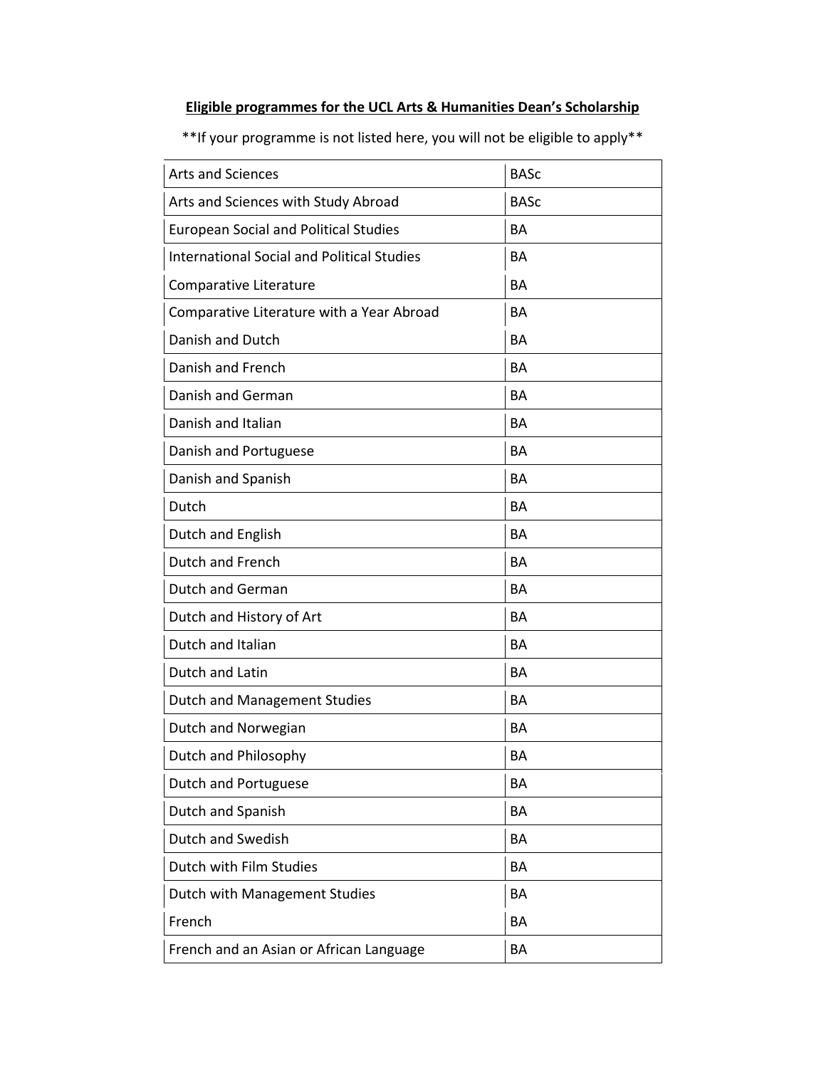**Eligible programmes for the UCL Arts & Humanities Dean's Scholarship**

**If your programme is not listed here, you will not be eligible to apply**

| | |
|---|---|
| Arts and Sciences | BASc |
| Arts and Sciences with Study Abroad | BASc |
| European Social and Political Studies | BA |
| International Social and Political Studies | BA |
| Comparative Literature | BA |
| Comparative Literature with a Year Abroad | BA |
| Danish and Dutch | BA |
| Danish and French | BA |
| Danish and German | BA |
| Danish and Italian | BA |
| Danish and Portuguese | BA |
| Danish and Spanish | BA |
| Dutch | BA |
| Dutch and English | BA |
| Dutch and French | BA |
| Dutch and German | BA |
| Dutch and History of Art | BA |
| Dutch and Italian | BA |
| Dutch and Latin | BA |
| Dutch and Management Studies | BA |
| Dutch and Norwegian | BA |
| Dutch and Philosophy | BA |
| Dutch and Portuguese | BA |
| Dutch and Spanish | BA |
| Dutch and Swedish | BA |
| Dutch with Film Studies | BA |
| Dutch with Management Studies | BA |
| French | BA |
| French and an Asian or African Language | BA |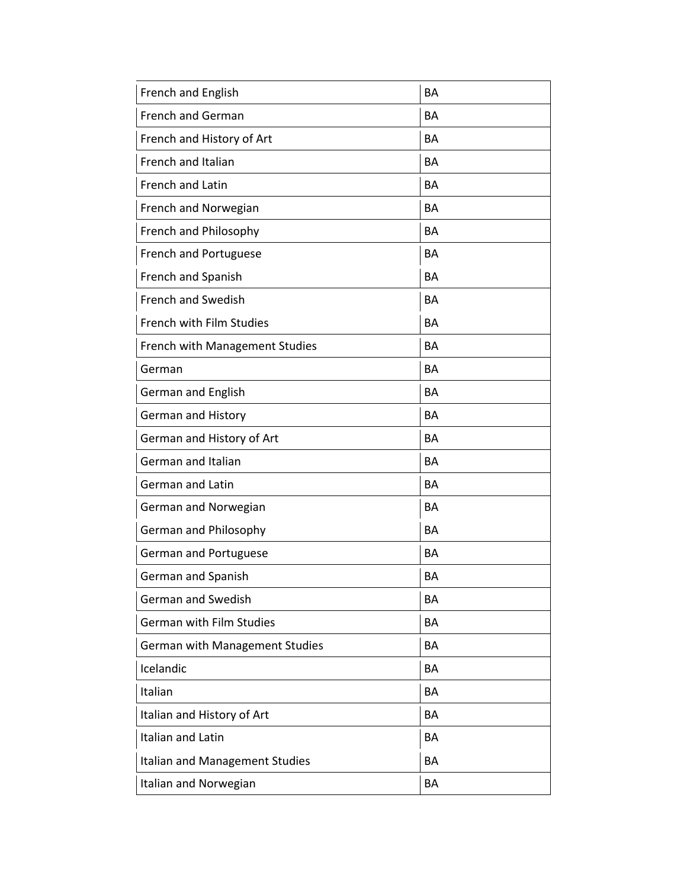| French and English | BA |
|---|---|
| French and German | BA |
| French and History of Art | BA |
| French and Italian | BA |
| French and Latin | BA |
| French and Norwegian | BA |
| French and Philosophy | BA |
| French and Portuguese | BA |
| French and Spanish | BA |
| French and Swedish | BA |
| French with Film Studies | BA |
| French with Management Studies | BA |
| German | BA |
| German and English | BA |
| German and History | BA |
| German and History of Art | BA |
| German and Italian | BA |
| German and Latin | BA |
| German and Norwegian | BA |
| German and Philosophy | BA |
| German and Portuguese | BA |
| German and Spanish | BA |
| German and Swedish | BA |
| German with Film Studies | BA |
| German with Management Studies | BA |
| Icelandic | BA |
| Italian | BA |
| Italian and History of Art | BA |
| Italian and Latin | BA |
| Italian and Management Studies | BA |
| Italian and Norwegian | BA |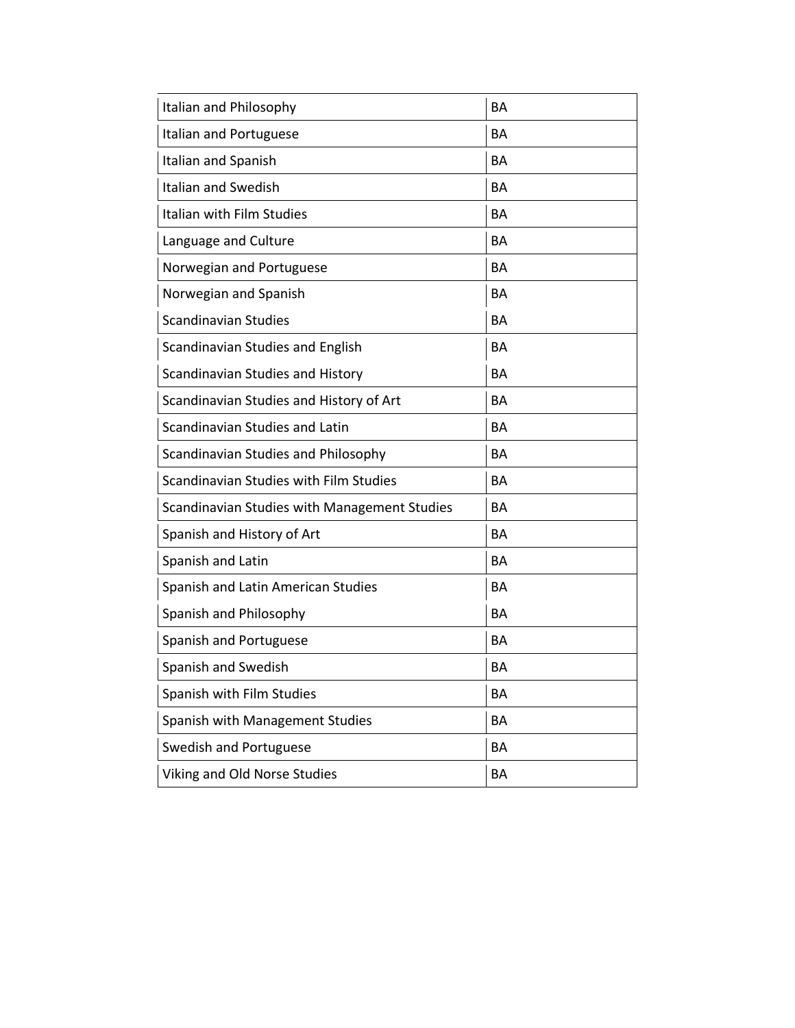| | |
|---|---|
| Italian and Philosophy | BA |
| Italian and Portuguese | BA |
| Italian and Spanish | BA |
| Italian and Swedish | BA |
| Italian with Film Studies | BA |
| Language and Culture | BA |
| Norwegian and Portuguese | BA |
| Norwegian and Spanish | BA |
| Scandinavian Studies | BA |
| Scandinavian Studies and English | BA |
| Scandinavian Studies and History | BA |
| Scandinavian Studies and History of Art | BA |
| Scandinavian Studies and Latin | BA |
| Scandinavian Studies and Philosophy | BA |
| Scandinavian Studies with Film Studies | BA |
| Scandinavian Studies with Management Studies | BA |
| Spanish and History of Art | BA |
| Spanish and Latin | BA |
| Spanish and Latin American Studies | BA |
| Spanish and Philosophy | BA |
| Spanish and Portuguese | BA |
| Spanish and Swedish | BA |
| Spanish with Film Studies | BA |
| Spanish with Management Studies | BA |
| Swedish and Portuguese | BA |
| Viking and Old Norse Studies | BA |